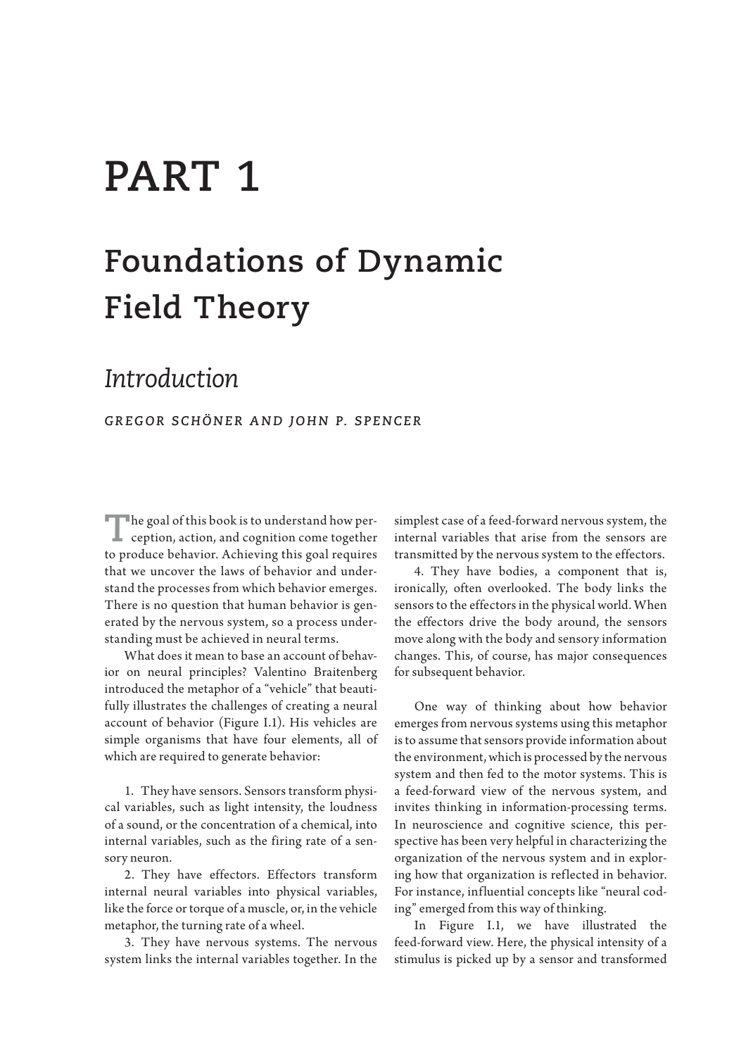# PART 1

## Foundations of Dynamic Field Theory

### *Introduction*

*GREGOR SCHÖNER AND JOHN P. SPENCER*

The goal of this book is to understand how perception, action, and cognition come together to produce behavior. Achieving this goal requires that we uncover the laws of behavior and understand the processes from which behavior emerges. There is no question that human behavior is generated by the nervous system, so a process understanding must be achieved in neural terms.

What does it mean to base an account of behavior on neural principles? Valentino Braitenberg introduced the metaphor of a "vehicle" that beautifully illustrates the challenges of creating a neural account of behavior (Figure I.1). His vehicles are simple organisms that have four elements, all of which are required to generate behavior:

1. They have sensors. Sensors transform physical variables, such as light intensity, the loudness of a sound, or the concentration of a chemical, into internal variables, such as the firing rate of a sensory neuron.
2. They have effectors. Effectors transform internal neural variables into physical variables, like the force or torque of a muscle, or, in the vehicle metaphor, the turning rate of a wheel.
3. They have nervous systems. The nervous system links the internal variables together. In the simplest case of a feed-forward nervous system, the internal variables that arise from the sensors are transmitted by the nervous system to the effectors.
4. They have bodies, a component that is, ironically, often overlooked. The body links the sensors to the effectors in the physical world. When the effectors drive the body around, the sensors move along with the body and sensory information changes. This, of course, has major consequences for subsequent behavior.

One way of thinking about how behavior emerges from nervous systems using this metaphor is to assume that sensors provide information about the environment, which is processed by the nervous system and then fed to the motor systems. This is a feed-forward view of the nervous system, and invites thinking in information-processing terms. In neuroscience and cognitive science, this perspective has been very helpful in characterizing the organization of the nervous system and in exploring how that organization is reflected in behavior. For instance, influential concepts like "neural coding" emerged from this way of thinking.

In Figure I.1, we have illustrated the feed-forward view. Here, the physical intensity of a stimulus is picked up by a sensor and transformed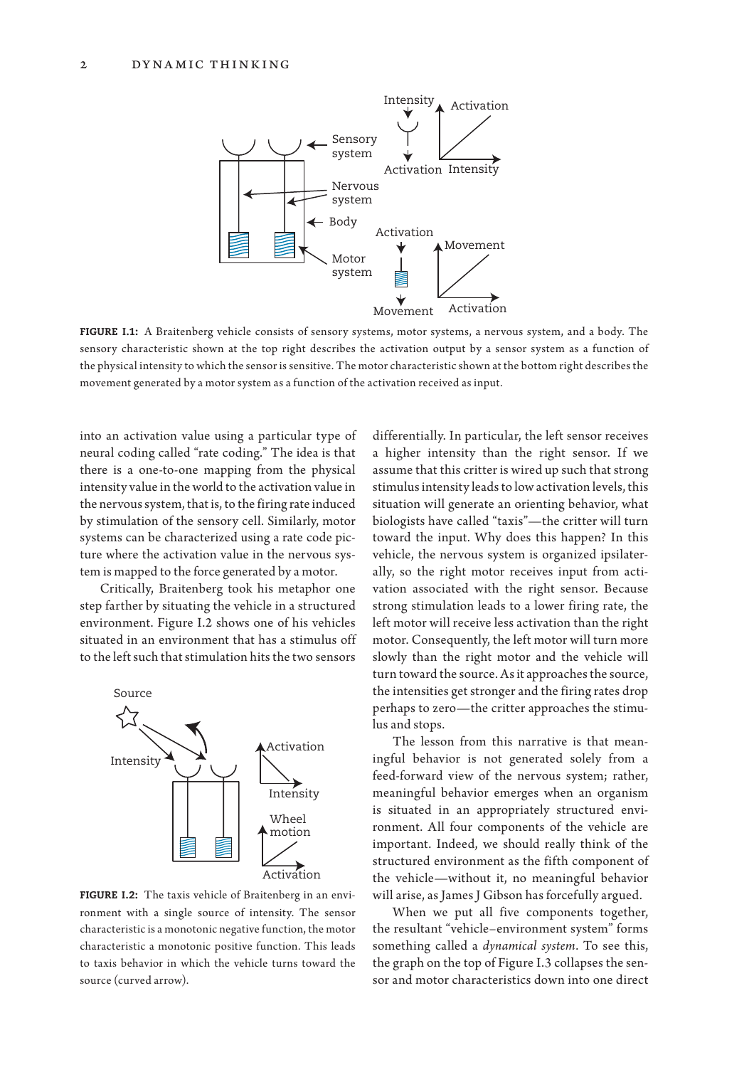Intensity

Activation

Sensory system

Activation Intensity

Nervous system

Body

Activation

Movement

Motor system

Movement Activation

**FIGURE I.1:** A Braitenberg vehicle consists of sensory systems, motor systems, a nervous system, and a body. The sensory characteristic shown at the top right describes the activation output by a sensor system as a function of the physical intensity to which the sensor is sensitive. The motor characteristic shown at the bottom right describes the movement generated by a motor system as a function of the activation received as input.

into an activation value using a particular type of neural coding called "rate coding." The idea is that there is a one-to-one mapping from the physical intensity value in the world to the activation value in the nervous system, that is, to the firing rate induced by stimulation of the sensory cell. Similarly, motor systems can be characterized using a rate code picture where the activation value in the nervous system is mapped to the force generated by a motor.

Critically, Braitenberg took his metaphor one step farther by situating the vehicle in a structured environment. Figure I.2 shows one of his vehicles situated in an environment that has a stimulus off to the left such that stimulation hits the two sensors differentially. In particular, the left sensor receives a higher intensity than the right sensor. If we assume that this critter is wired up such that strong stimulus intensity leads to low activation levels, this situation will generate an orienting behavior, what biologists have called "taxis"—the critter will turn toward the input. Why does this happen? In this vehicle, the nervous system is organized ipsilaterally, so the right motor receives input from activation associated with the right sensor. Because strong stimulation leads to a lower firing rate, the left motor will receive less activation than the right motor. Consequently, the left motor will turn more slowly than the right motor and the vehicle will turn toward the source. As it approaches the source, the intensities get stronger and the firing rates drop perhaps to zero—the critter approaches the stimulus and stops.

Source

Intensity

Activation

Intensity

Wheel motion

Activation

**FIGURE I.2:** The taxis vehicle of Braitenberg in an environment with a single source of intensity. The sensor characteristic is a monotonic negative function, the motor characteristic a monotonic positive function. This leads to taxis behavior in which the vehicle turns toward the source (curved arrow).

The lesson from this narrative is that meaningful behavior is not generated solely from a feed-forward view of the nervous system; rather, meaningful behavior emerges when an organism is situated in an appropriately structured environment. All four components of the vehicle are important. Indeed, we should really think of the structured environment as the fifth component of the vehicle—without it, no meaningful behavior will arise, as James J Gibson has forcefully argued.

When we put all five components together, the resultant "vehicle–environment system" forms something called a *dynamical system*. To see this, the graph on the top of Figure I.3 collapses the sensor and motor characteristics down into one direct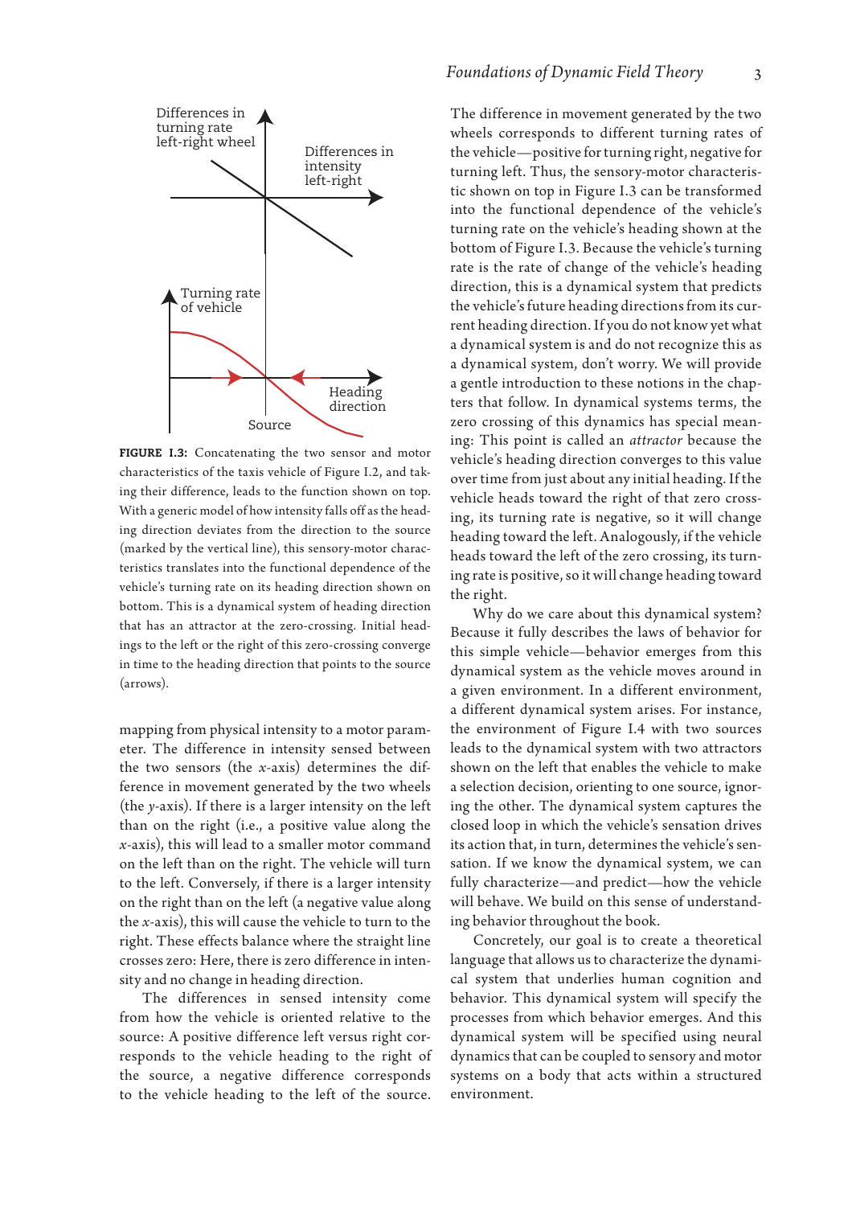FIGURE I.3: Concatenating the two sensor and motor characteristics of the taxis vehicle of Figure I.2, and taking their difference, leads to the function shown on top. With a generic model of how intensity falls off as the heading direction deviates from the direction to the source (marked by the vertical line), this sensory-motor characteristics translates into the functional dependence of the vehicle's turning rate on its heading direction shown on bottom. This is a dynamical system of heading direction that has an attractor at the zero-crossing. Initial headings to the left or the right of this zero-crossing converge in time to the heading direction that points to the source (arrows).

mapping from physical intensity to a motor parameter. The difference in intensity sensed between the two sensors (the $x$-axis) determines the difference in movement generated by the two wheels (the $y$-axis). If there is a larger intensity on the left than on the right (i.e., a positive value along the $x$-axis), this will lead to a smaller motor command on the left than on the right. The vehicle will turn to the left. Conversely, if there is a larger intensity on the right than on the left (a negative value along the $x$-axis), this will cause the vehicle to turn to the right. These effects balance where the straight line crosses zero: Here, there is zero difference in intensity and no change in heading direction.

The differences in sensed intensity come from how the vehicle is oriented relative to the source: A positive difference left versus right corresponds to the vehicle heading to the right of the source, a negative difference corresponds to the vehicle heading to the left of the source. The difference in movement generated by the two wheels corresponds to different turning rates of the vehicle—positive for turning right, negative for turning left. Thus, the sensory-motor characteristic shown on top in Figure I.3 can be transformed into the functional dependence of the vehicle's turning rate on the vehicle's heading shown at the bottom of Figure I.3. Because the vehicle's turning rate is the rate of change of the vehicle's heading direction, this is a dynamical system that predicts the vehicle's future heading directions from its current heading direction. If you do not know yet what a dynamical system is and do not recognize this as a dynamical system, don't worry. We will provide a gentle introduction to these notions in the chapters that follow. In dynamical systems terms, the zero crossing of this dynamics has special meaning: This point is called an *attractor* because the vehicle's heading direction converges to this value over time from just about any initial heading. If the vehicle heads toward the right of that zero crossing, its turning rate is negative, so it will change heading toward the left. Analogously, if the vehicle heads toward the left of the zero crossing, its turning rate is positive, so it will change heading toward the right.

Why do we care about this dynamical system? Because it fully describes the laws of behavior for this simple vehicle—behavior emerges from this dynamical system as the vehicle moves around in a given environment. In a different environment, a different dynamical system arises. For instance, the environment of Figure I.4 with two sources leads to the dynamical system with two attractors shown on the left that enables the vehicle to make a selection decision, orienting to one source, ignoring the other. The dynamical system captures the closed loop in which the vehicle's sensation drives its action that, in turn, determines the vehicle's sensation. If we know the dynamical system, we can fully characterize—and predict—how the vehicle will behave. We build on this sense of understanding behavior throughout the book.

Concretely, our goal is to create a theoretical language that allows us to characterize the dynamical system that underlies human cognition and behavior. This dynamical system will specify the processes from which behavior emerges. And this dynamical system will be specified using neural dynamics that can be coupled to sensory and motor systems on a body that acts within a structured environment.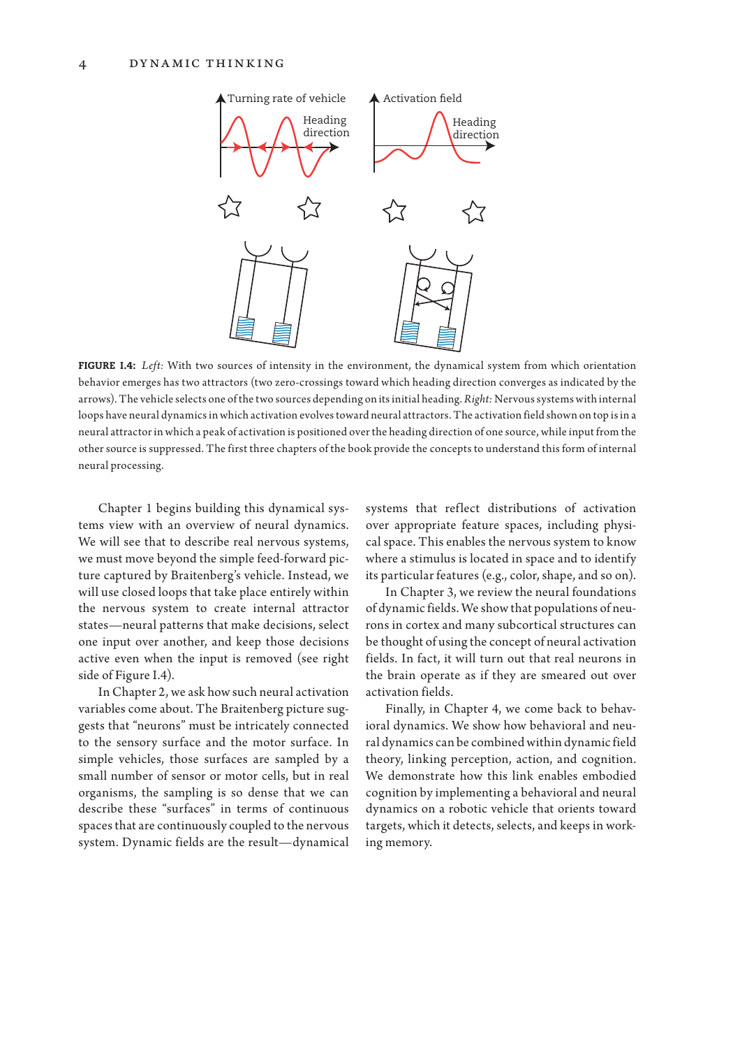Turning rate of vehicle

Heading direction

Activation field

Heading direction

**FIGURE I.4:** *Left:* With two sources of intensity in the environment, the dynamical system from which orientation behavior emerges has two attractors (two zero-crossings toward which heading direction converges as indicated by the arrows). The vehicle selects one of the two sources depending on its initial heading. *Right:* Nervous systems with internal loops have neural dynamics in which activation evolves toward neural attractors. The activation field shown on top is in a neural attractor in which a peak of activation is positioned over the heading direction of one source, while input from the other source is suppressed. The first three chapters of the book provide the concepts to understand this form of internal neural processing.

Chapter 1 begins building this dynamical systems view with an overview of neural dynamics. We will see that to describe real nervous systems, we must move beyond the simple feed-forward picture captured by Braitenberg's vehicle. Instead, we will use closed loops that take place entirely within the nervous system to create internal attractor states—neural patterns that make decisions, select one input over another, and keep those decisions active even when the input is removed (see right side of Figure I.4).

In Chapter 2, we ask how such neural activation variables come about. The Braitenberg picture suggests that "neurons" must be intricately connected to the sensory surface and the motor surface. In simple vehicles, those surfaces are sampled by a small number of sensor or motor cells, but in real organisms, the sampling is so dense that we can describe these "surfaces" in terms of continuous spaces that are continuously coupled to the nervous system. Dynamic fields are the result—dynamical systems that reflect distributions of activation over appropriate feature spaces, including physical space. This enables the nervous system to know where a stimulus is located in space and to identify its particular features (e.g., color, shape, and so on).

In Chapter 3, we review the neural foundations of dynamic fields. We show that populations of neurons in cortex and many subcortical structures can be thought of using the concept of neural activation fields. In fact, it will turn out that real neurons in the brain operate as if they are smeared out over activation fields.

Finally, in Chapter 4, we come back to behavioral dynamics. We show how behavioral and neural dynamics can be combined within dynamic field theory, linking perception, action, and cognition. We demonstrate how this link enables embodied cognition by implementing a behavioral and neural dynamics on a robotic vehicle that orients toward targets, which it detects, selects, and keeps in working memory.